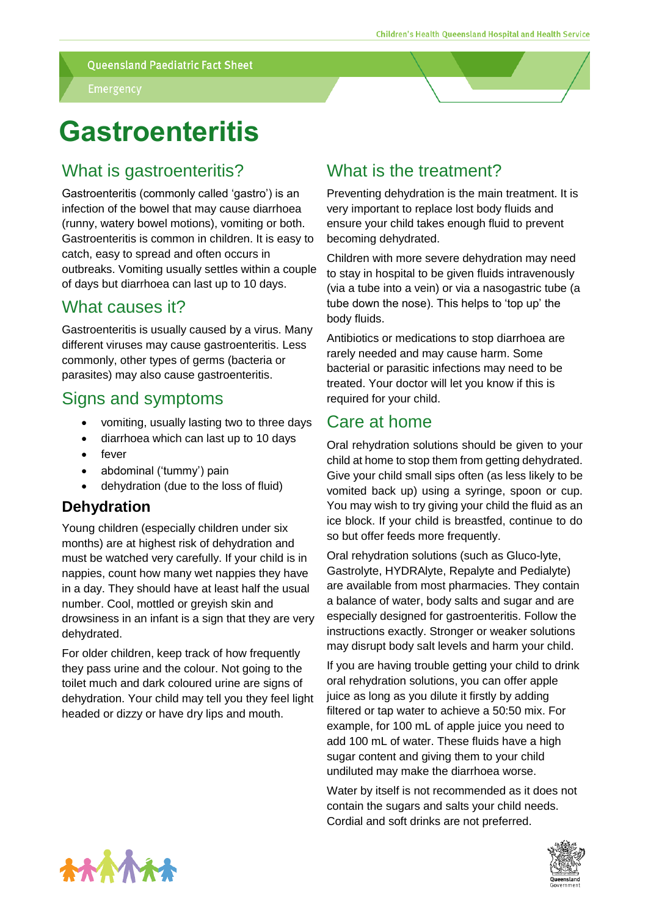Queensland Paediatric Fact Sheet

Emergency

# Gastroenteritis

## What is gastroenteritis?

Gastroenteritis (commonly called 'gastro') is an infection of the bowel that may cause diarrhoea (runny, watery bowel motions), vomiting or both. Gastroenteritis is common in children. It is easy to catch, easy to spread and often occurs in outbreaks. Vomiting usually settles within a couple of days but diarrhoea can last up to 10 days.

## What causes it?

Gastroenteritis is usually caused by a virus. Many different viruses may cause gastroenteritis. Less commonly, other types of germs (bacteria or parasites) may also cause gastroenteritis.

## Signs and symptoms

- vomiting, usually lasting two to three days
- diarrhoea which can last up to 10 days
- fever
- abdominal ('tummy') pain
- dehydration (due to the loss of fluid)

### Dehydration

Young children (especially children under six months) are at highest risk of dehydration and must be watched very carefully. If your child is in nappies, count how many wet nappies they have in a day. They should have at least half the usual number. Cool, mottled or greyish skin and drowsiness in an infant is a sign that they are very dehydrated.

For older children, keep track of how frequently they pass urine and the colour. Not going to the toilet much and dark coloured urine are signs of dehydration. Your child may tell you they feel light headed or dizzy or have dry lips and mouth.

## What is the treatment?

Preventing dehydration is the main treatment. It is very important to replace lost body fluids and ensure your child takes enough fluid to prevent becoming dehydrated.

Children with more severe dehydration may need to stay in hospital to be given fluids intravenously (via a tube into a vein) or via a nasogastric tube (a tube down the nose). This helps to 'top up' the body fluids.

Antibiotics or medications to stop diarrhoea are rarely needed and may cause harm. Some bacterial or parasitic infections may need to be treated. Your doctor will let you know if this is required for your child.

## Care at home

Oral rehydration solutions should be given to your child at home to stop them from getting dehydrated. Give your child small sips often (as less likely to be vomited back up) using a syringe, spoon or cup. You may wish to try giving your child the fluid as an ice block. If your child is breastfed, continue to do so but offer feeds more frequently.

Oral rehydration solutions (such as Gluco-lyte, Gastrolyte, HYDRAlyte, Repalyte and Pedialyte) are available from most pharmacies. They contain a balance of water, body salts and sugar and are especially designed for gastroenteritis. Follow the instructions exactly. Stronger or weaker solutions may disrupt body salt levels and harm your child.

If you are having trouble getting your child to drink oral rehydration solutions, you can offer apple juice as long as you dilute it firstly by adding filtered or tap water to achieve a 50:50 mix. For example, for 100 mL of apple juice you need to add 100 mL of water. These fluids have a high sugar content and giving them to your child undiluted may make the diarrhoea worse.

Water by itself is not recommended as it does not contain the sugars and salts your child needs. Cordial and soft drinks are not preferred.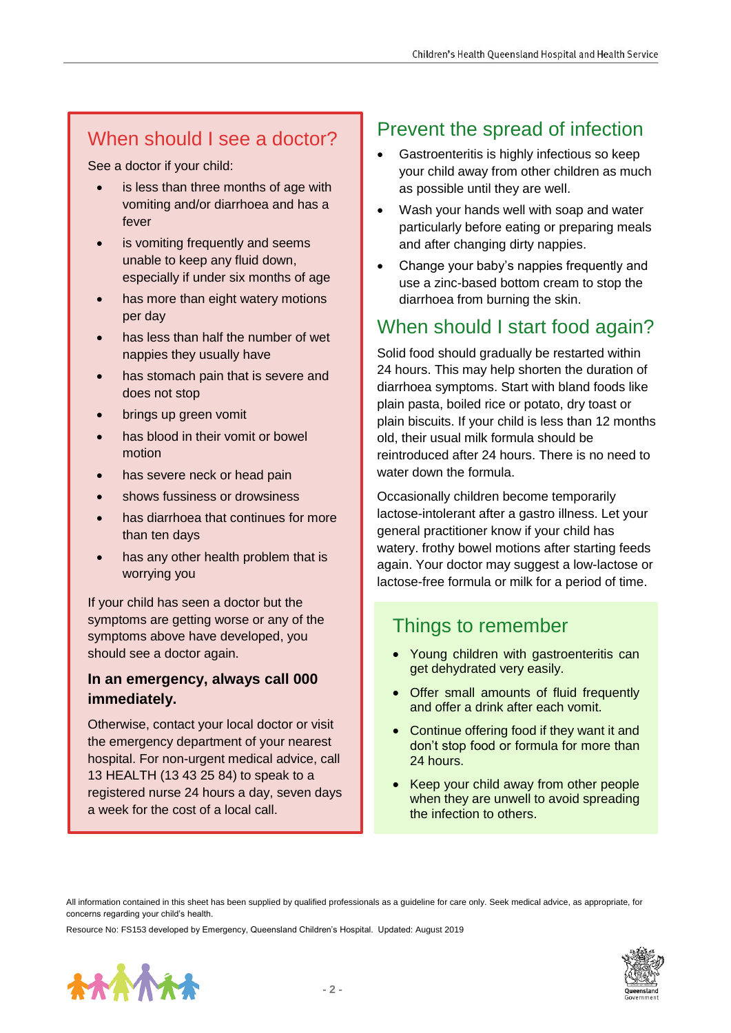## When should I see a doctor?

See a doctor if your child:

- is less than three months of age with vomiting and/or diarrhoea and has a fever
- is vomiting frequently and seems unable to keep any fluid down, especially if under six months of age
- has more than eight watery motions per day
- has less than half the number of wet nappies they usually have
- has stomach pain that is severe and does not stop
- brings up green vomit
- has blood in their vomit or bowel motion
- has severe neck or head pain
- shows fussiness or drowsiness
- has diarrhoea that continues for more than ten days
- has any other health problem that is worrying you

If your child has seen a doctor but the symptoms are getting worse or any of the symptoms above have developed, you should see a doctor again.

**In an emergency, always call 000 immediately.**

Otherwise, contact your local doctor or visit the emergency department of your nearest hospital. For non-urgent medical advice, call 13 HEALTH (13 43 25 84) to speak to a registered nurse 24 hours a day, seven days a week for the cost of a local call.

## Prevent the spread of infection

- Gastroenteritis is highly infectious so keep your child away from other children as much as possible until they are well.
- Wash your hands well with soap and water particularly before eating or preparing meals and after changing dirty nappies.
- Change your baby's nappies frequently and use a zinc-based bottom cream to stop the diarrhoea from burning the skin.

## When should I start food again?

Solid food should gradually be restarted within 24 hours. This may help shorten the duration of diarrhoea symptoms. Start with bland foods like plain pasta, boiled rice or potato, dry toast or plain biscuits. If your child is less than 12 months old, their usual milk formula should be reintroduced after 24 hours. There is no need to water down the formula.

Occasionally children become temporarily lactose-intolerant after a gastro illness. Let your general practitioner know if your child has watery. frothy bowel motions after starting feeds again. Your doctor may suggest a low-lactose or lactose-free formula or milk for a period of time.

## Things to remember

- Young children with gastroenteritis can get dehydrated very easily.
- Offer small amounts of fluid frequently and offer a drink after each vomit.
- Continue offering food if they want it and don't stop food or formula for more than 24 hours.
- Keep your child away from other people when they are unwell to avoid spreading the infection to others.

All information contained in this sheet has been supplied by qualified professionals as a guideline for care only. Seek medical advice, as appropriate, for concerns regarding your child's health.

Resource No: FS153 developed by Emergency, Queensland Children's Hospital. Updated: August 2019